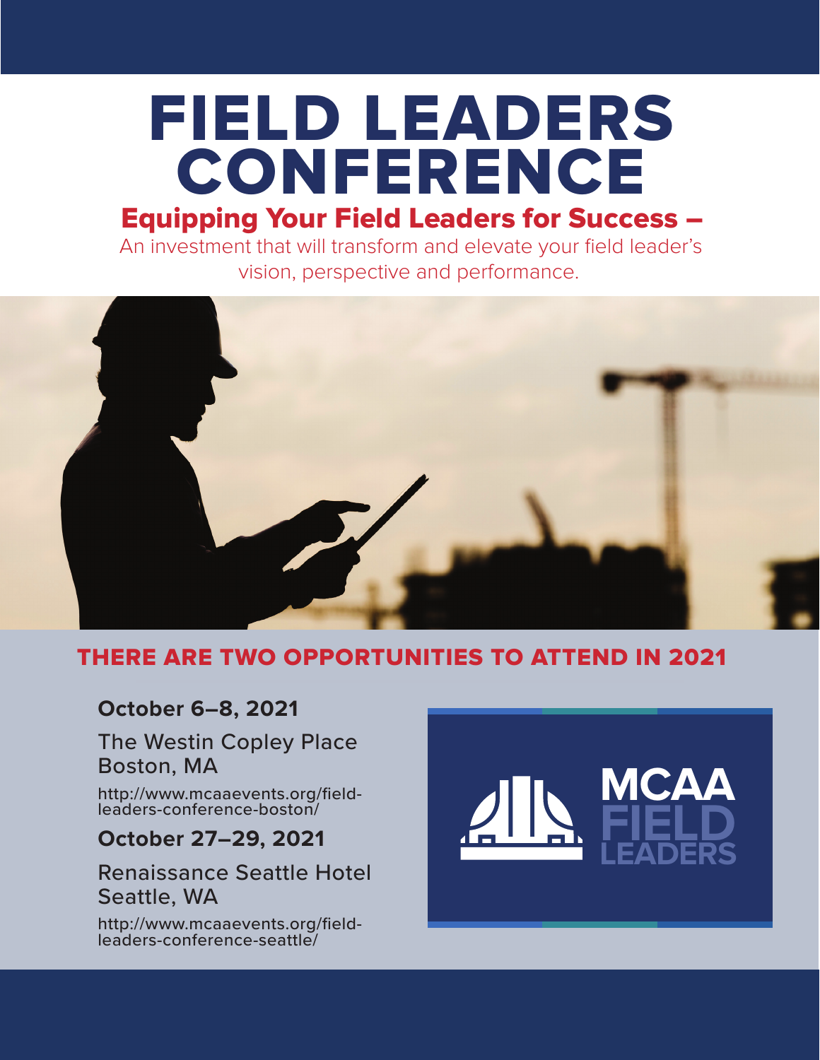# FIELD LEADERS CONFERENCE

## Equipping Your Field Leaders for Success –

An investment that will transform and elevate your field leader's vision, perspective and performance.

## THERE ARE TWO OPPORTUNITIES TO ATTEND IN 2021

**October 6–8, 2021**

The Westin Copley Place
Boston, MA

http://www.mcaaevents.org/field-leaders-conference-boston/

**October 27–29, 2021**

Renaissance Seattle Hotel
Seattle, WA

http://www.mcaaevents.org/field-leaders-conference-seattle/

MCAA FIELD LEADERS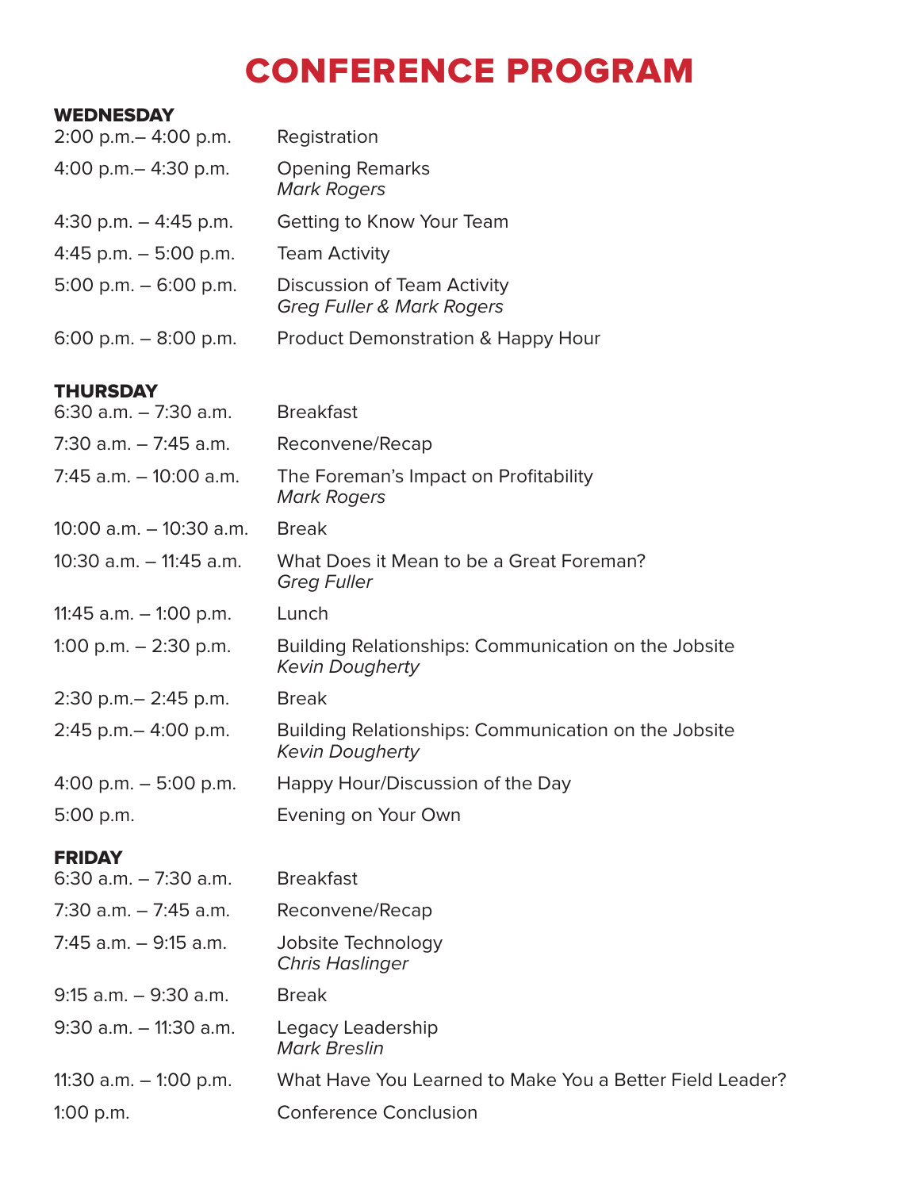# CONFERENCE PROGRAM

## WEDNESDAY

| | |
|---|---|
| 2:00 p.m.– 4:00 p.m. | Registration |
| 4:00 p.m.– 4:30 p.m. | Opening Remarks<br>*Mark Rogers* |
| 4:30 p.m. – 4:45 p.m. | Getting to Know Your Team |
| 4:45 p.m. – 5:00 p.m. | Team Activity |
| 5:00 p.m. – 6:00 p.m. | Discussion of Team Activity<br>*Greg Fuller & Mark Rogers* |
| 6:00 p.m. – 8:00 p.m. | Product Demonstration & Happy Hour |

## THURSDAY

| | |
|---|---|
| 6:30 a.m. – 7:30 a.m. | Breakfast |
| 7:30 a.m. – 7:45 a.m. | Reconvene/Recap |
| 7:45 a.m. – 10:00 a.m. | The Foreman's Impact on Profitability<br>*Mark Rogers* |
| 10:00 a.m. – 10:30 a.m. | Break |
| 10:30 a.m. – 11:45 a.m. | What Does it Mean to be a Great Foreman?<br>*Greg Fuller* |
| 11:45 a.m. – 1:00 p.m. | Lunch |
| 1:00 p.m. – 2:30 p.m. | Building Relationships: Communication on the Jobsite<br>*Kevin Dougherty* |
| 2:30 p.m.– 2:45 p.m. | Break |
| 2:45 p.m.– 4:00 p.m. | Building Relationships: Communication on the Jobsite<br>*Kevin Dougherty* |
| 4:00 p.m. – 5:00 p.m. | Happy Hour/Discussion of the Day |
| 5:00 p.m. | Evening on Your Own |

## FRIDAY

| | |
|---|---|
| 6:30 a.m. – 7:30 a.m. | Breakfast |
| 7:30 a.m. – 7:45 a.m. | Reconvene/Recap |
| 7:45 a.m. – 9:15 a.m. | Jobsite Technology<br>*Chris Haslinger* |
| 9:15 a.m. – 9:30 a.m. | Break |
| 9:30 a.m. – 11:30 a.m. | Legacy Leadership<br>*Mark Breslin* |
| 11:30 a.m. – 1:00 p.m. | What Have You Learned to Make You a Better Field Leader? |
| 1:00 p.m. | Conference Conclusion |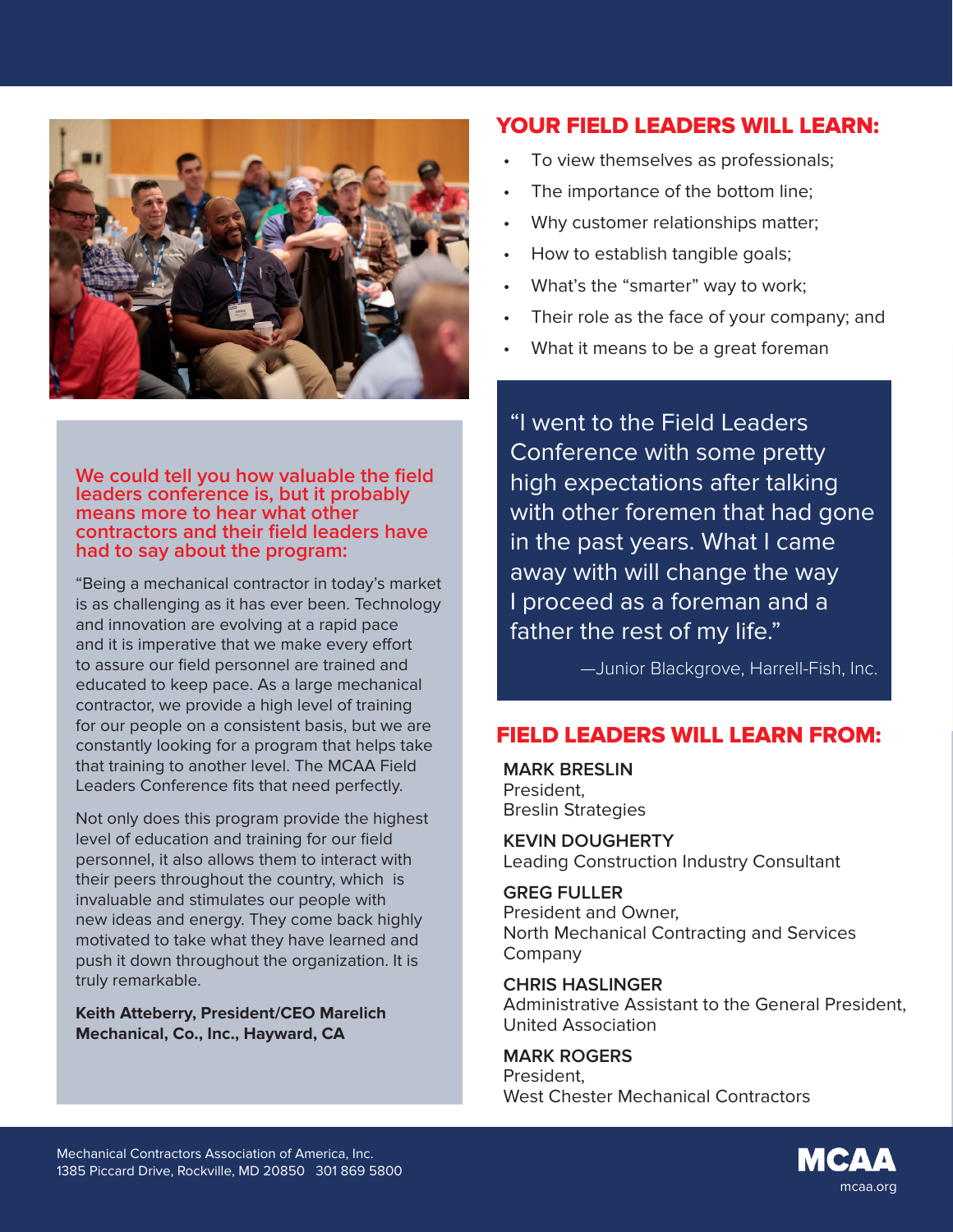We could tell you how valuable the field leaders conference is, but it probably means more to hear what other contractors and their field leaders have had to say about the program:

"Being a mechanical contractor in today's market is as challenging as it has ever been. Technology and innovation are evolving at a rapid pace and it is imperative that we make every effort to assure our field personnel are trained and educated to keep pace. As a large mechanical contractor, we provide a high level of training for our people on a consistent basis, but we are constantly looking for a program that helps take that training to another level. The MCAA Field Leaders Conference fits that need perfectly.

Not only does this program provide the highest level of education and training for our field personnel, it also allows them to interact with their peers throughout the country, which is invaluable and stimulates our people with new ideas and energy. They come back highly motivated to take what they have learned and push it down throughout the organization. It is truly remarkable.

**Keith Atteberry, President/CEO Marelich Mechanical, Co., Inc., Hayward, CA**

## YOUR FIELD LEADERS WILL LEARN:

- To view themselves as professionals;
- The importance of the bottom line;
- Why customer relationships matter;
- How to establish tangible goals;
- What's the "smarter" way to work;
- Their role as the face of your company; and
- What it means to be a great foreman

"I went to the Field Leaders Conference with some pretty high expectations after talking with other foremen that had gone in the past years. What I came away with will change the way I proceed as a foreman and a father the rest of my life."

—Junior Blackgrove, Harrell-Fish, Inc.

## FIELD LEADERS WILL LEARN FROM:

**MARK BRESLIN**
President,
Breslin Strategies

**KEVIN DOUGHERTY**
Leading Construction Industry Consultant

**GREG FULLER**
President and Owner,
North Mechanical Contracting and Services Company

**CHRIS HASLINGER**
Administrative Assistant to the General President,
United Association

**MARK ROGERS**
President,
West Chester Mechanical Contractors

Mechanical Contractors Association of America, Inc.
1385 Piccard Drive, Rockville, MD 20850 301 869 5800

MCAA
mcaa.org